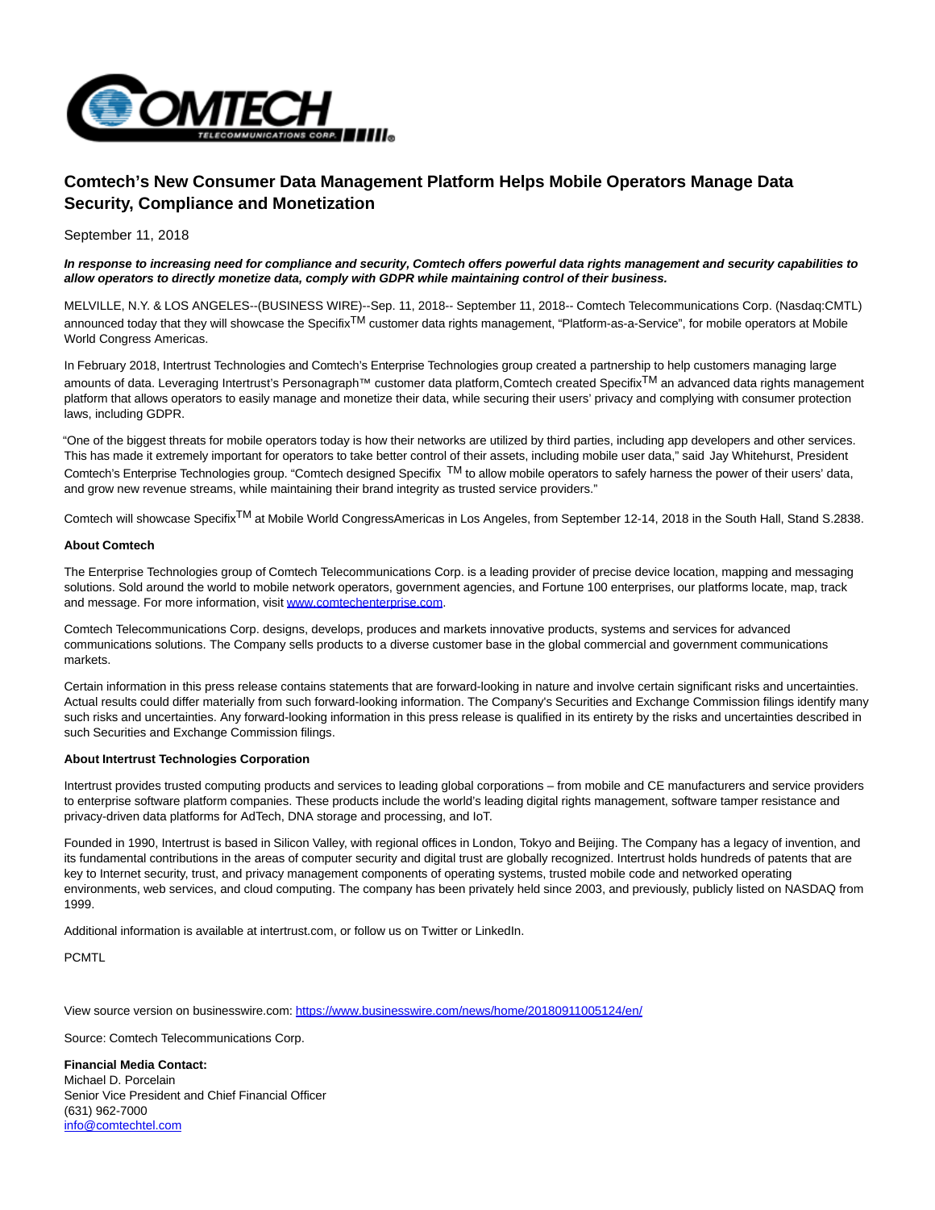# Comtech's New Consumer Data Management Platform Helps Mobile Operators Manage Data Security, Compliance and Monetization

September 11, 2018

***In response to increasing need for compliance and security, Comtech offers powerful data rights management and security capabilities to allow operators to directly monetize data, comply with GDPR while maintaining control of their business.***

MELVILLE, N.Y. & LOS ANGELES--(BUSINESS WIRE)--Sep. 11, 2018-- September 11, 2018-- Comtech Telecommunications Corp. (Nasdaq:CMTL) announced today that they will showcase the Specifix™ customer data rights management, "Platform-as-a-Service", for mobile operators at Mobile World Congress Americas.

In February 2018, Intertrust Technologies and Comtech's Enterprise Technologies group created a partnership to help customers managing large amounts of data. Leveraging Intertrust's Personagraph™ customer data platform,Comtech created Specifix™ an advanced data rights management platform that allows operators to easily manage and monetize their data, while securing their users' privacy and complying with consumer protection laws, including GDPR.

"One of the biggest threats for mobile operators today is how their networks are utilized by third parties, including app developers and other services. This has made it extremely important for operators to take better control of their assets, including mobile user data," said Jay Whitehurst, President Comtech's Enterprise Technologies group. "Comtech designed Specifix ™ to allow mobile operators to safely harness the power of their users' data, and grow new revenue streams, while maintaining their brand integrity as trusted service providers."

Comtech will showcase Specifix™ at Mobile World CongressAmericas in Los Angeles, from September 12-14, 2018 in the South Hall, Stand S.2838.

**About Comtech**

The Enterprise Technologies group of Comtech Telecommunications Corp. is a leading provider of precise device location, mapping and messaging solutions. Sold around the world to mobile network operators, government agencies, and Fortune 100 enterprises, our platforms locate, map, track and message. For more information, visit www.comtechenterprise.com.

Comtech Telecommunications Corp. designs, develops, produces and markets innovative products, systems and services for advanced communications solutions. The Company sells products to a diverse customer base in the global commercial and government communications markets.

Certain information in this press release contains statements that are forward-looking in nature and involve certain significant risks and uncertainties. Actual results could differ materially from such forward-looking information. The Company's Securities and Exchange Commission filings identify many such risks and uncertainties. Any forward-looking information in this press release is qualified in its entirety by the risks and uncertainties described in such Securities and Exchange Commission filings.

**About Intertrust Technologies Corporation**

Intertrust provides trusted computing products and services to leading global corporations – from mobile and CE manufacturers and service providers to enterprise software platform companies. These products include the world's leading digital rights management, software tamper resistance and privacy-driven data platforms for AdTech, DNA storage and processing, and IoT.

Founded in 1990, Intertrust is based in Silicon Valley, with regional offices in London, Tokyo and Beijing. The Company has a legacy of invention, and its fundamental contributions in the areas of computer security and digital trust are globally recognized. Intertrust holds hundreds of patents that are key to Internet security, trust, and privacy management components of operating systems, trusted mobile code and networked operating environments, web services, and cloud computing. The company has been privately held since 2003, and previously, publicly listed on NASDAQ from 1999.

Additional information is available at intertrust.com, or follow us on Twitter or LinkedIn.

PCMTL

View source version on businesswire.com: https://www.businesswire.com/news/home/20180911005124/en/

Source: Comtech Telecommunications Corp.

**Financial Media Contact:**
Michael D. Porcelain
Senior Vice President and Chief Financial Officer
(631) 962-7000
info@comtechtel.com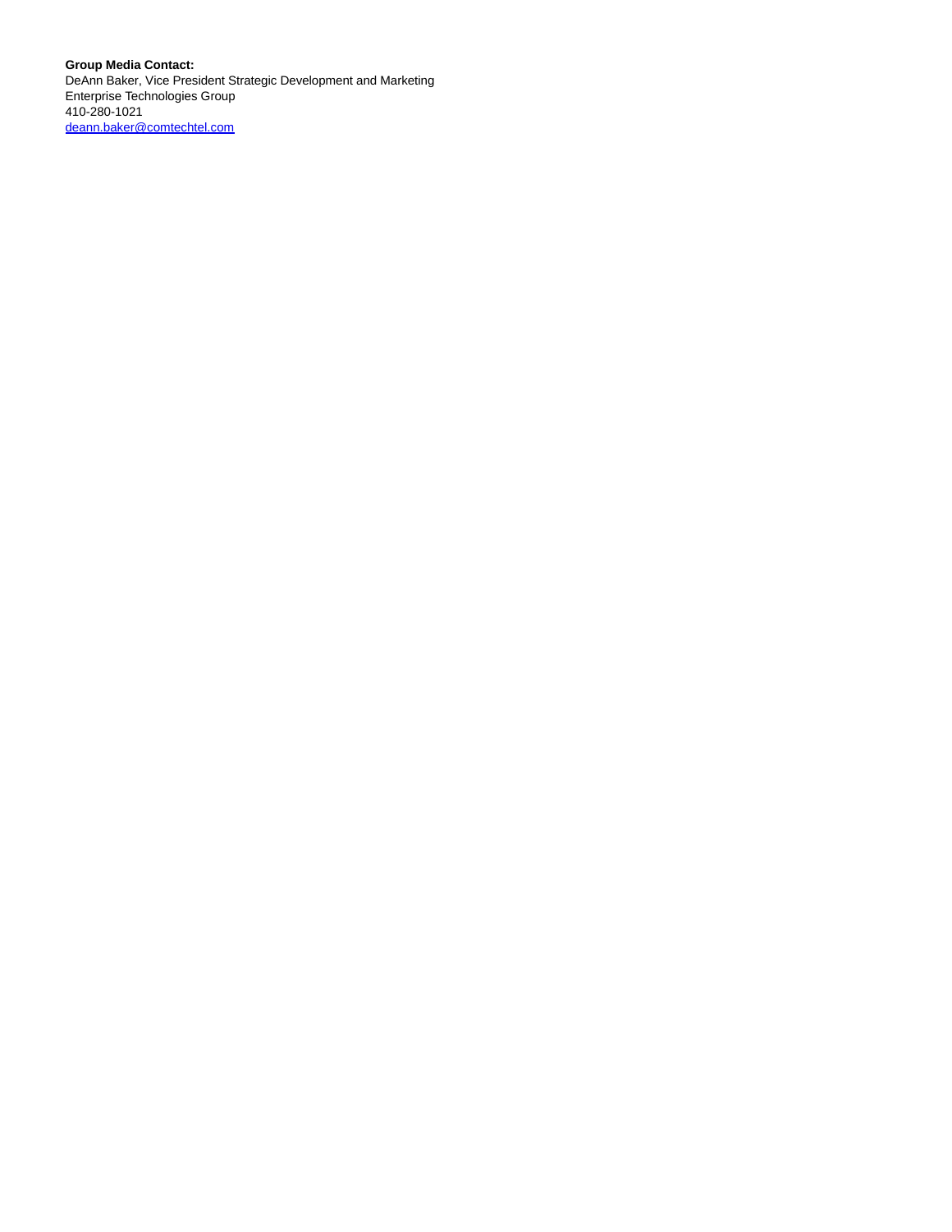**Group Media Contact:**
DeAnn Baker, Vice President Strategic Development and Marketing
Enterprise Technologies Group
410-280-1021
[deann.baker@comtechtel.com](mailto:deann.baker@comtechtel.com)